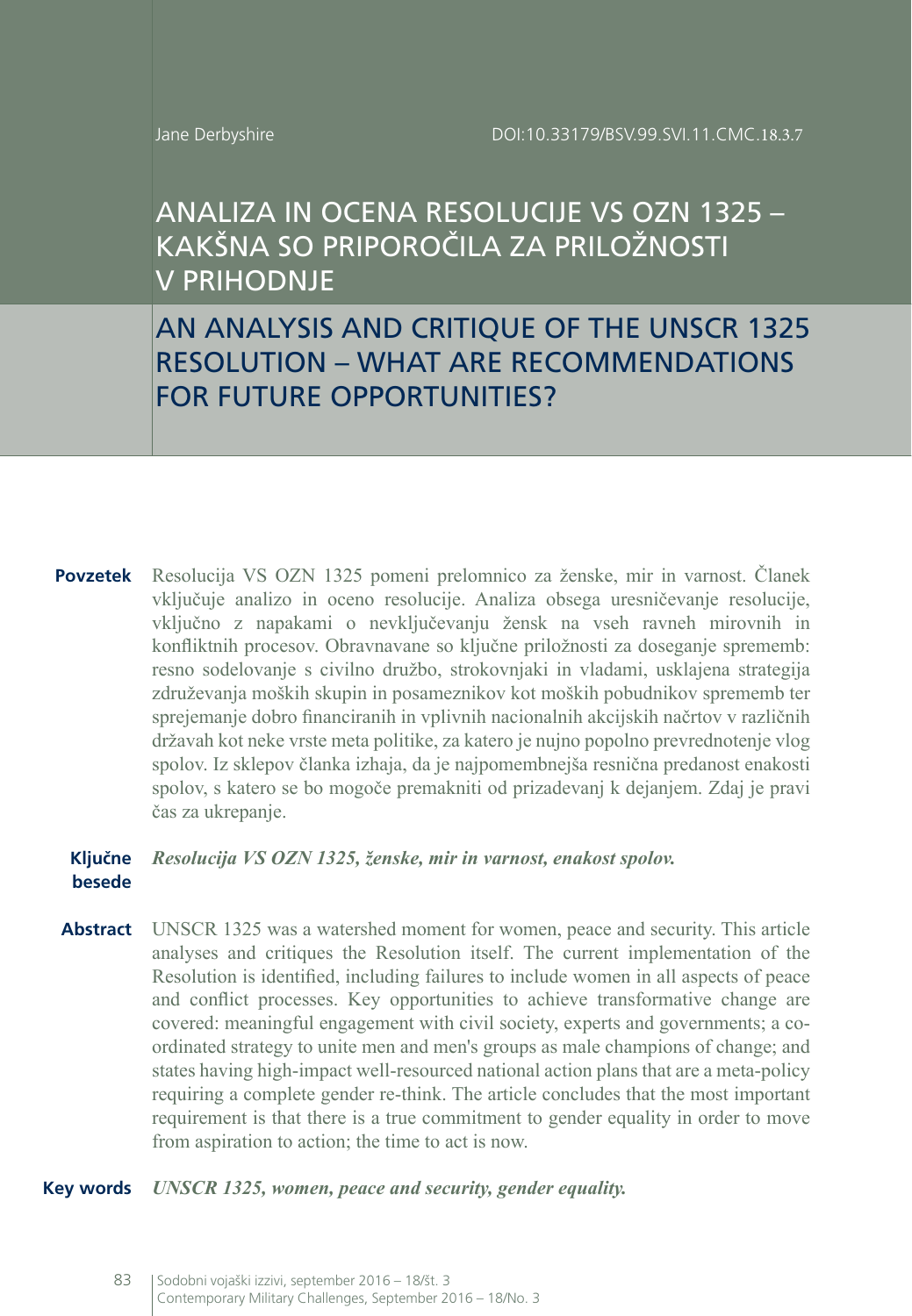Jane Derbyshire

DOI:10.33179/BSV.99.SVI.11.CMC.18.3.7

# ANALIZA IN OCENA RESOLUCIJE VS OZN 1325 – KAKŠNA SO PRIPOROČILA ZA PRILOŽNOSTI V PRIHODNJE

# AN ANALYSIS AND CRITIQUE OF THE UNSCR 1325 RESOLUTION – WHAT ARE RECOMMENDATIONS FOR FUTURE OPPORTUNITIES?

**Povzetek** Resolucija VS OZN 1325 pomeni prelomnico za ženske, mir in varnost. Članek vključuje analizo in oceno resolucije. Analiza obsega uresničevanje resolucije, vključno z napakami o nevključevanju žensk na vseh ravneh mirovnih in konfliktnih procesov. Obravnavane so ključne priložnosti za doseganje sprememb: resno sodelovanje s civilno družbo, strokovnjaki in vladami, usklajena strategija združevanja moških skupin in posameznikov kot moških pobudnikov sprememb ter sprejemanje dobro financiranih in vplivnih nacionalnih akcijskih načrtov v različnih državah kot neke vrste meta politike, za katero je nujno popolno prevrednotenje vlog spolov. Iz sklepov članka izhaja, da je najpomembnejša resnična predanost enakosti spolov, s katero se bo mogoče premakniti od prizadevanj k dejanjem. Zdaj je pravi čas za ukrepanje.

**Ključne besede** ***Resolucija VS OZN 1325, ženske, mir in varnost, enakost spolov.***

**Abstract** UNSCR 1325 was a watershed moment for women, peace and security. This article analyses and critiques the Resolution itself. The current implementation of the Resolution is identified, including failures to include women in all aspects of peace and conflict processes. Key opportunities to achieve transformative change are covered: meaningful engagement with civil society, experts and governments; a co-ordinated strategy to unite men and men's groups as male champions of change; and states having high-impact well-resourced national action plans that are a meta-policy requiring a complete gender re-think. The article concludes that the most important requirement is that there is a true commitment to gender equality in order to move from aspiration to action; the time to act is now.

**Key words** ***UNSCR 1325, women, peace and security, gender equality.***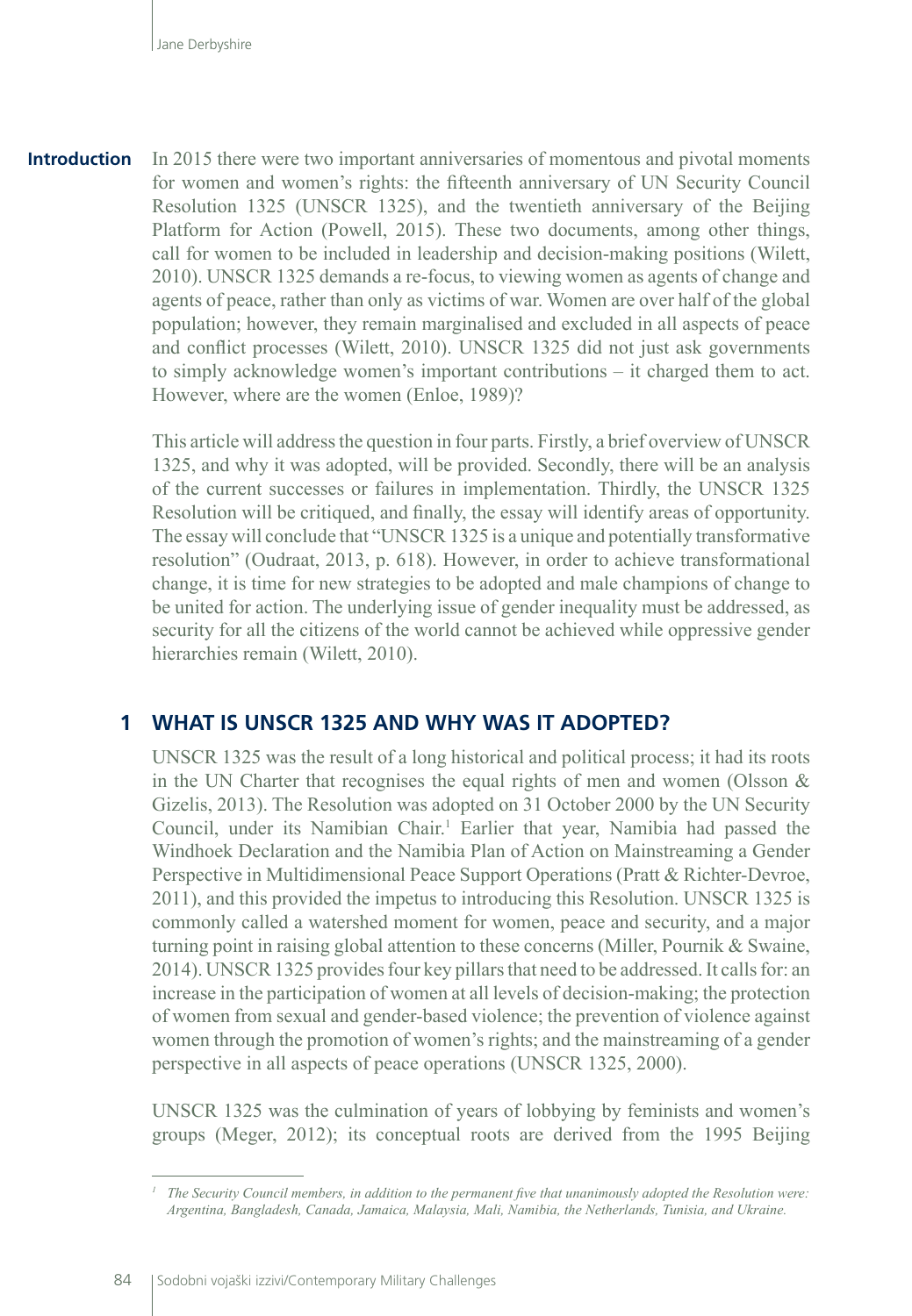## Introduction

In 2015 there were two important anniversaries of momentous and pivotal moments for women and women's rights: the fifteenth anniversary of UN Security Council Resolution 1325 (UNSCR 1325), and the twentieth anniversary of the Beijing Platform for Action (Powell, 2015). These two documents, among other things, call for women to be included in leadership and decision-making positions (Wilett, 2010). UNSCR 1325 demands a re-focus, to viewing women as agents of change and agents of peace, rather than only as victims of war. Women are over half of the global population; however, they remain marginalised and excluded in all aspects of peace and conflict processes (Wilett, 2010). UNSCR 1325 did not just ask governments to simply acknowledge women's important contributions – it charged them to act. However, where are the women (Enloe, 1989)?

This article will address the question in four parts. Firstly, a brief overview of UNSCR 1325, and why it was adopted, will be provided. Secondly, there will be an analysis of the current successes or failures in implementation. Thirdly, the UNSCR 1325 Resolution will be critiqued, and finally, the essay will identify areas of opportunity. The essay will conclude that "UNSCR 1325 is a unique and potentially transformative resolution" (Oudraat, 2013, p. 618). However, in order to achieve transformational change, it is time for new strategies to be adopted and male champions of change to be united for action. The underlying issue of gender inequality must be addressed, as security for all the citizens of the world cannot be achieved while oppressive gender hierarchies remain (Wilett, 2010).

## 1 WHAT IS UNSCR 1325 AND WHY WAS IT ADOPTED?

UNSCR 1325 was the result of a long historical and political process; it had its roots in the UN Charter that recognises the equal rights of men and women (Olsson & Gizelis, 2013). The Resolution was adopted on 31 October 2000 by the UN Security Council, under its Namibian Chair.[1] Earlier that year, Namibia had passed the Windhoek Declaration and the Namibia Plan of Action on Mainstreaming a Gender Perspective in Multidimensional Peace Support Operations (Pratt & Richter-Devroe, 2011), and this provided the impetus to introducing this Resolution. UNSCR 1325 is commonly called a watershed moment for women, peace and security, and a major turning point in raising global attention to these concerns (Miller, Pournik & Swaine, 2014). UNSCR 1325 provides four key pillars that need to be addressed. It calls for: an increase in the participation of women at all levels of decision-making; the protection of women from sexual and gender-based violence; the prevention of violence against women through the promotion of women's rights; and the mainstreaming of a gender perspective in all aspects of peace operations (UNSCR 1325, 2000).

UNSCR 1325 was the culmination of years of lobbying by feminists and women's groups (Meger, 2012); its conceptual roots are derived from the 1995 Beijing

---

[1] *The Security Council members, in addition to the permanent five that unanimously adopted the Resolution were: Argentina, Bangladesh, Canada, Jamaica, Malaysia, Mali, Namibia, the Netherlands, Tunisia, and Ukraine.*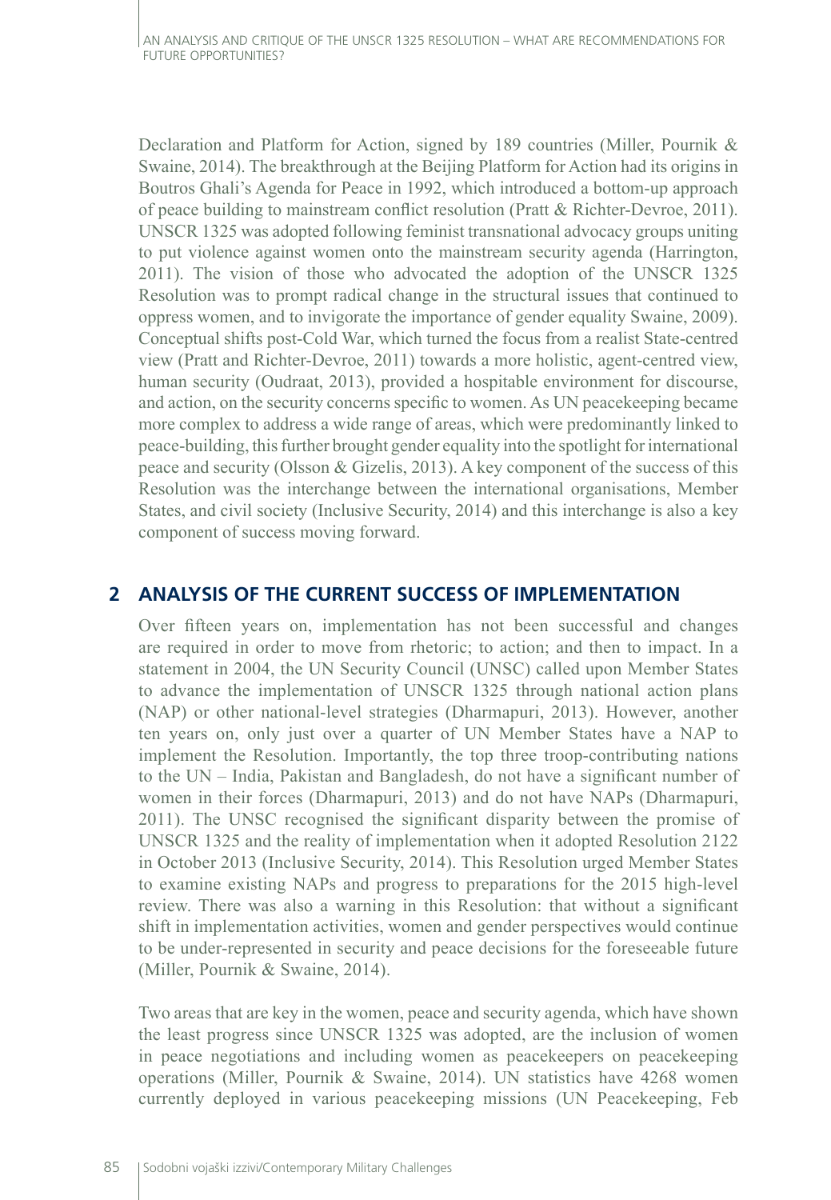Declaration and Platform for Action, signed by 189 countries (Miller, Pournik & Swaine, 2014). The breakthrough at the Beijing Platform for Action had its origins in Boutros Ghali's Agenda for Peace in 1992, which introduced a bottom-up approach of peace building to mainstream conflict resolution (Pratt & Richter-Devroe, 2011). UNSCR 1325 was adopted following feminist transnational advocacy groups uniting to put violence against women onto the mainstream security agenda (Harrington, 2011). The vision of those who advocated the adoption of the UNSCR 1325 Resolution was to prompt radical change in the structural issues that continued to oppress women, and to invigorate the importance of gender equality Swaine, 2009). Conceptual shifts post-Cold War, which turned the focus from a realist State-centred view (Pratt and Richter-Devroe, 2011) towards a more holistic, agent-centred view, human security (Oudraat, 2013), provided a hospitable environment for discourse, and action, on the security concerns specific to women. As UN peacekeeping became more complex to address a wide range of areas, which were predominantly linked to peace-building, this further brought gender equality into the spotlight for international peace and security (Olsson & Gizelis, 2013). A key component of the success of this Resolution was the interchange between the international organisations, Member States, and civil society (Inclusive Security, 2014) and this interchange is also a key component of success moving forward.

## 2 ANALYSIS OF THE CURRENT SUCCESS OF IMPLEMENTATION

Over fifteen years on, implementation has not been successful and changes are required in order to move from rhetoric; to action; and then to impact. In a statement in 2004, the UN Security Council (UNSC) called upon Member States to advance the implementation of UNSCR 1325 through national action plans (NAP) or other national-level strategies (Dharmapuri, 2013). However, another ten years on, only just over a quarter of UN Member States have a NAP to implement the Resolution. Importantly, the top three troop-contributing nations to the UN – India, Pakistan and Bangladesh, do not have a significant number of women in their forces (Dharmapuri, 2013) and do not have NAPs (Dharmapuri, 2011). The UNSC recognised the significant disparity between the promise of UNSCR 1325 and the reality of implementation when it adopted Resolution 2122 in October 2013 (Inclusive Security, 2014). This Resolution urged Member States to examine existing NAPs and progress to preparations for the 2015 high-level review. There was also a warning in this Resolution: that without a significant shift in implementation activities, women and gender perspectives would continue to be under-represented in security and peace decisions for the foreseeable future (Miller, Pournik & Swaine, 2014).

Two areas that are key in the women, peace and security agenda, which have shown the least progress since UNSCR 1325 was adopted, are the inclusion of women in peace negotiations and including women as peacekeepers on peacekeeping operations (Miller, Pournik & Swaine, 2014). UN statistics have 4268 women currently deployed in various peacekeeping missions (UN Peacekeeping, Feb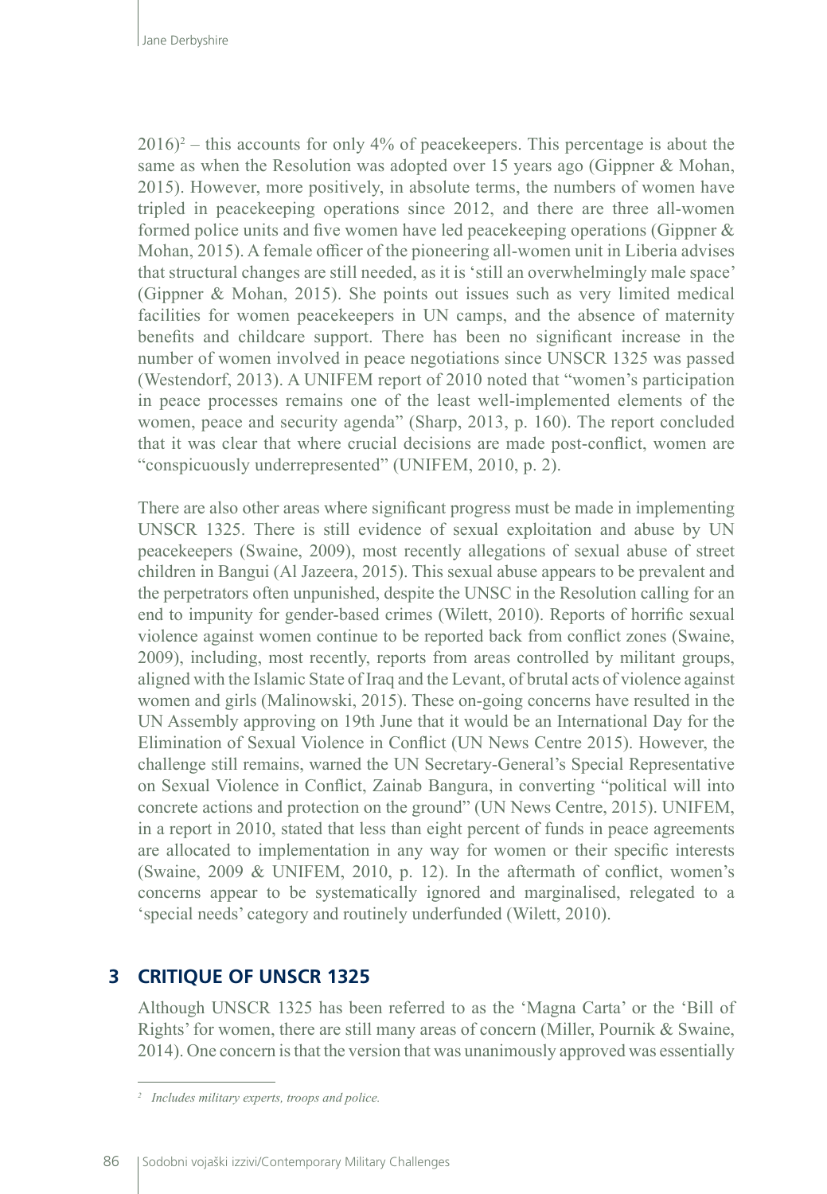2016)[2] – this accounts for only 4% of peacekeepers. This percentage is about the same as when the Resolution was adopted over 15 years ago (Gippner & Mohan, 2015). However, more positively, in absolute terms, the numbers of women have tripled in peacekeeping operations since 2012, and there are three all-women formed police units and five women have led peacekeeping operations (Gippner & Mohan, 2015). A female officer of the pioneering all-women unit in Liberia advises that structural changes are still needed, as it is 'still an overwhelmingly male space' (Gippner & Mohan, 2015). She points out issues such as very limited medical facilities for women peacekeepers in UN camps, and the absence of maternity benefits and childcare support. There has been no significant increase in the number of women involved in peace negotiations since UNSCR 1325 was passed (Westendorf, 2013). A UNIFEM report of 2010 noted that "women's participation in peace processes remains one of the least well-implemented elements of the women, peace and security agenda" (Sharp, 2013, p. 160). The report concluded that it was clear that where crucial decisions are made post-conflict, women are "conspicuously underrepresented" (UNIFEM, 2010, p. 2).

There are also other areas where significant progress must be made in implementing UNSCR 1325. There is still evidence of sexual exploitation and abuse by UN peacekeepers (Swaine, 2009), most recently allegations of sexual abuse of street children in Bangui (Al Jazeera, 2015). This sexual abuse appears to be prevalent and the perpetrators often unpunished, despite the UNSC in the Resolution calling for an end to impunity for gender-based crimes (Wilett, 2010). Reports of horrific sexual violence against women continue to be reported back from conflict zones (Swaine, 2009), including, most recently, reports from areas controlled by militant groups, aligned with the Islamic State of Iraq and the Levant, of brutal acts of violence against women and girls (Malinowski, 2015). These on-going concerns have resulted in the UN Assembly approving on 19th June that it would be an International Day for the Elimination of Sexual Violence in Conflict (UN News Centre 2015). However, the challenge still remains, warned the UN Secretary-General's Special Representative on Sexual Violence in Conflict, Zainab Bangura, in converting "political will into concrete actions and protection on the ground" (UN News Centre, 2015). UNIFEM, in a report in 2010, stated that less than eight percent of funds in peace agreements are allocated to implementation in any way for women or their specific interests (Swaine, 2009 & UNIFEM, 2010, p. 12). In the aftermath of conflict, women's concerns appear to be systematically ignored and marginalised, relegated to a 'special needs' category and routinely underfunded (Wilett, 2010).

## 3 CRITIQUE OF UNSCR 1325

Although UNSCR 1325 has been referred to as the 'Magna Carta' or the 'Bill of Rights' for women, there are still many areas of concern (Miller, Pournik & Swaine, 2014). One concern is that the version that was unanimously approved was essentially

---

[2] *Includes military experts, troops and police.*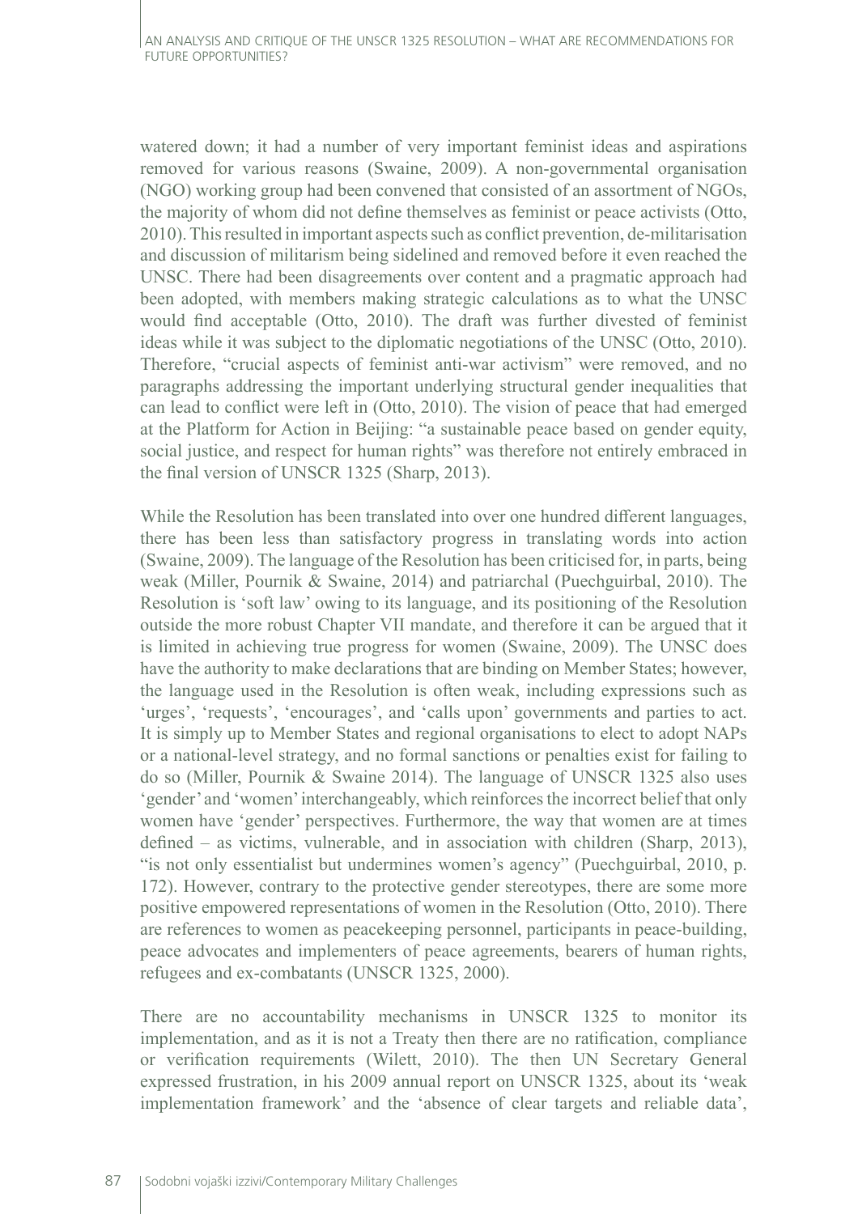watered down; it had a number of very important feminist ideas and aspirations removed for various reasons (Swaine, 2009). A non-governmental organisation (NGO) working group had been convened that consisted of an assortment of NGOs, the majority of whom did not define themselves as feminist or peace activists (Otto, 2010). This resulted in important aspects such as conflict prevention, de-militarisation and discussion of militarism being sidelined and removed before it even reached the UNSC. There had been disagreements over content and a pragmatic approach had been adopted, with members making strategic calculations as to what the UNSC would find acceptable (Otto, 2010). The draft was further divested of feminist ideas while it was subject to the diplomatic negotiations of the UNSC (Otto, 2010). Therefore, "crucial aspects of feminist anti-war activism" were removed, and no paragraphs addressing the important underlying structural gender inequalities that can lead to conflict were left in (Otto, 2010). The vision of peace that had emerged at the Platform for Action in Beijing: "a sustainable peace based on gender equity, social justice, and respect for human rights" was therefore not entirely embraced in the final version of UNSCR 1325 (Sharp, 2013).

While the Resolution has been translated into over one hundred different languages, there has been less than satisfactory progress in translating words into action (Swaine, 2009). The language of the Resolution has been criticised for, in parts, being weak (Miller, Pournik & Swaine, 2014) and patriarchal (Puechguirbal, 2010). The Resolution is 'soft law' owing to its language, and its positioning of the Resolution outside the more robust Chapter VII mandate, and therefore it can be argued that it is limited in achieving true progress for women (Swaine, 2009). The UNSC does have the authority to make declarations that are binding on Member States; however, the language used in the Resolution is often weak, including expressions such as 'urges', 'requests', 'encourages', and 'calls upon' governments and parties to act. It is simply up to Member States and regional organisations to elect to adopt NAPs or a national-level strategy, and no formal sanctions or penalties exist for failing to do so (Miller, Pournik & Swaine 2014). The language of UNSCR 1325 also uses 'gender' and 'women' interchangeably, which reinforces the incorrect belief that only women have 'gender' perspectives. Furthermore, the way that women are at times defined – as victims, vulnerable, and in association with children (Sharp, 2013), "is not only essentialist but undermines women's agency" (Puechguirbal, 2010, p. 172). However, contrary to the protective gender stereotypes, there are some more positive empowered representations of women in the Resolution (Otto, 2010). There are references to women as peacekeeping personnel, participants in peace-building, peace advocates and implementers of peace agreements, bearers of human rights, refugees and ex-combatants (UNSCR 1325, 2000).

There are no accountability mechanisms in UNSCR 1325 to monitor its implementation, and as it is not a Treaty then there are no ratification, compliance or verification requirements (Wilett, 2010). The then UN Secretary General expressed frustration, in his 2009 annual report on UNSCR 1325, about its 'weak implementation framework' and the 'absence of clear targets and reliable data',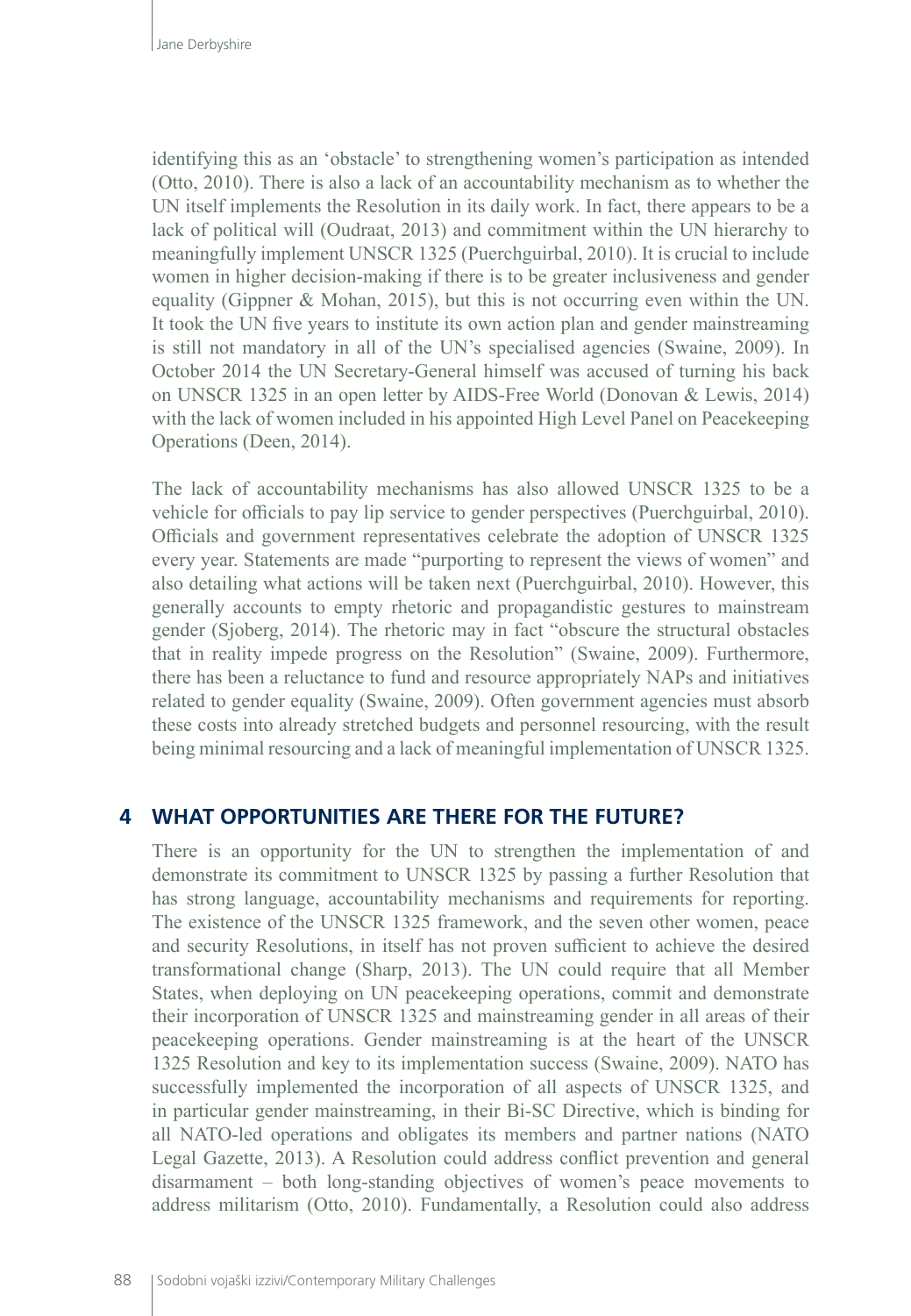identifying this as an 'obstacle' to strengthening women's participation as intended (Otto, 2010). There is also a lack of an accountability mechanism as to whether the UN itself implements the Resolution in its daily work. In fact, there appears to be a lack of political will (Oudraat, 2013) and commitment within the UN hierarchy to meaningfully implement UNSCR 1325 (Puerchguirbal, 2010). It is crucial to include women in higher decision-making if there is to be greater inclusiveness and gender equality (Gippner & Mohan, 2015), but this is not occurring even within the UN. It took the UN five years to institute its own action plan and gender mainstreaming is still not mandatory in all of the UN's specialised agencies (Swaine, 2009). In October 2014 the UN Secretary-General himself was accused of turning his back on UNSCR 1325 in an open letter by AIDS-Free World (Donovan & Lewis, 2014) with the lack of women included in his appointed High Level Panel on Peacekeeping Operations (Deen, 2014).

The lack of accountability mechanisms has also allowed UNSCR 1325 to be a vehicle for officials to pay lip service to gender perspectives (Puerchguirbal, 2010). Officials and government representatives celebrate the adoption of UNSCR 1325 every year. Statements are made "purporting to represent the views of women" and also detailing what actions will be taken next (Puerchguirbal, 2010). However, this generally accounts to empty rhetoric and propagandistic gestures to mainstream gender (Sjoberg, 2014). The rhetoric may in fact "obscure the structural obstacles that in reality impede progress on the Resolution" (Swaine, 2009). Furthermore, there has been a reluctance to fund and resource appropriately NAPs and initiatives related to gender equality (Swaine, 2009). Often government agencies must absorb these costs into already stretched budgets and personnel resourcing, with the result being minimal resourcing and a lack of meaningful implementation of UNSCR 1325.

## 4 WHAT OPPORTUNITIES ARE THERE FOR THE FUTURE?

There is an opportunity for the UN to strengthen the implementation of and demonstrate its commitment to UNSCR 1325 by passing a further Resolution that has strong language, accountability mechanisms and requirements for reporting. The existence of the UNSCR 1325 framework, and the seven other women, peace and security Resolutions, in itself has not proven sufficient to achieve the desired transformational change (Sharp, 2013). The UN could require that all Member States, when deploying on UN peacekeeping operations, commit and demonstrate their incorporation of UNSCR 1325 and mainstreaming gender in all areas of their peacekeeping operations. Gender mainstreaming is at the heart of the UNSCR 1325 Resolution and key to its implementation success (Swaine, 2009). NATO has successfully implemented the incorporation of all aspects of UNSCR 1325, and in particular gender mainstreaming, in their Bi-SC Directive, which is binding for all NATO-led operations and obligates its members and partner nations (NATO Legal Gazette, 2013). A Resolution could address conflict prevention and general disarmament – both long-standing objectives of women's peace movements to address militarism (Otto, 2010). Fundamentally, a Resolution could also address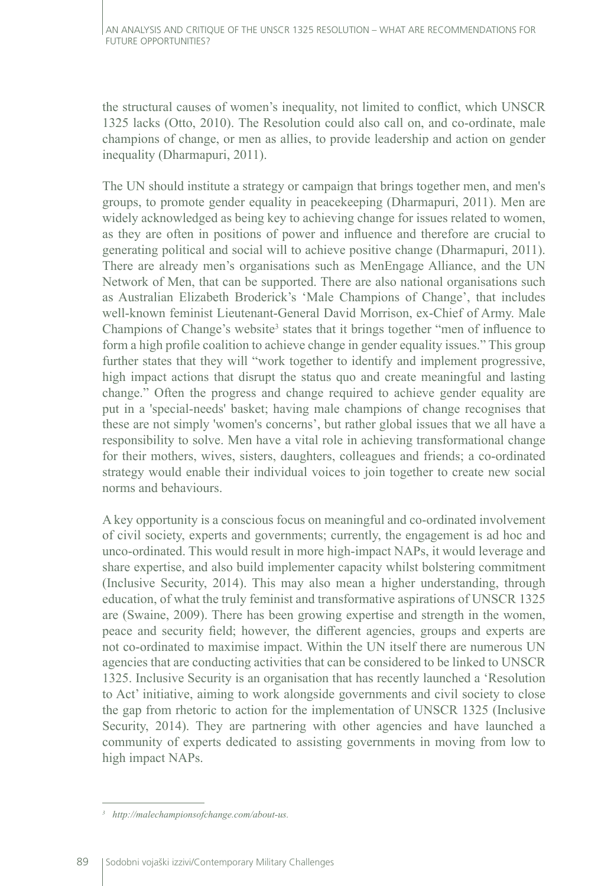the structural causes of women's inequality, not limited to conflict, which UNSCR 1325 lacks (Otto, 2010). The Resolution could also call on, and co-ordinate, male champions of change, or men as allies, to provide leadership and action on gender inequality (Dharmapuri, 2011).

The UN should institute a strategy or campaign that brings together men, and men's groups, to promote gender equality in peacekeeping (Dharmapuri, 2011). Men are widely acknowledged as being key to achieving change for issues related to women, as they are often in positions of power and influence and therefore are crucial to generating political and social will to achieve positive change (Dharmapuri, 2011). There are already men's organisations such as MenEngage Alliance, and the UN Network of Men, that can be supported. There are also national organisations such as Australian Elizabeth Broderick's 'Male Champions of Change', that includes well-known feminist Lieutenant-General David Morrison, ex-Chief of Army. Male Champions of Change's website[3] states that it brings together "men of influence to form a high profile coalition to achieve change in gender equality issues." This group further states that they will "work together to identify and implement progressive, high impact actions that disrupt the status quo and create meaningful and lasting change." Often the progress and change required to achieve gender equality are put in a 'special-needs' basket; having male champions of change recognises that these are not simply 'women's concerns', but rather global issues that we all have a responsibility to solve. Men have a vital role in achieving transformational change for their mothers, wives, sisters, daughters, colleagues and friends; a co-ordinated strategy would enable their individual voices to join together to create new social norms and behaviours.

A key opportunity is a conscious focus on meaningful and co-ordinated involvement of civil society, experts and governments; currently, the engagement is ad hoc and unco-ordinated. This would result in more high-impact NAPs, it would leverage and share expertise, and also build implementer capacity whilst bolstering commitment (Inclusive Security, 2014). This may also mean a higher understanding, through education, of what the truly feminist and transformative aspirations of UNSCR 1325 are (Swaine, 2009). There has been growing expertise and strength in the women, peace and security field; however, the different agencies, groups and experts are not co-ordinated to maximise impact. Within the UN itself there are numerous UN agencies that are conducting activities that can be considered to be linked to UNSCR 1325. Inclusive Security is an organisation that has recently launched a 'Resolution to Act' initiative, aiming to work alongside governments and civil society to close the gap from rhetoric to action for the implementation of UNSCR 1325 (Inclusive Security, 2014). They are partnering with other agencies and have launched a community of experts dedicated to assisting governments in moving from low to high impact NAPs.

---

[3] *http://malechampionsofchange.com/about-us.*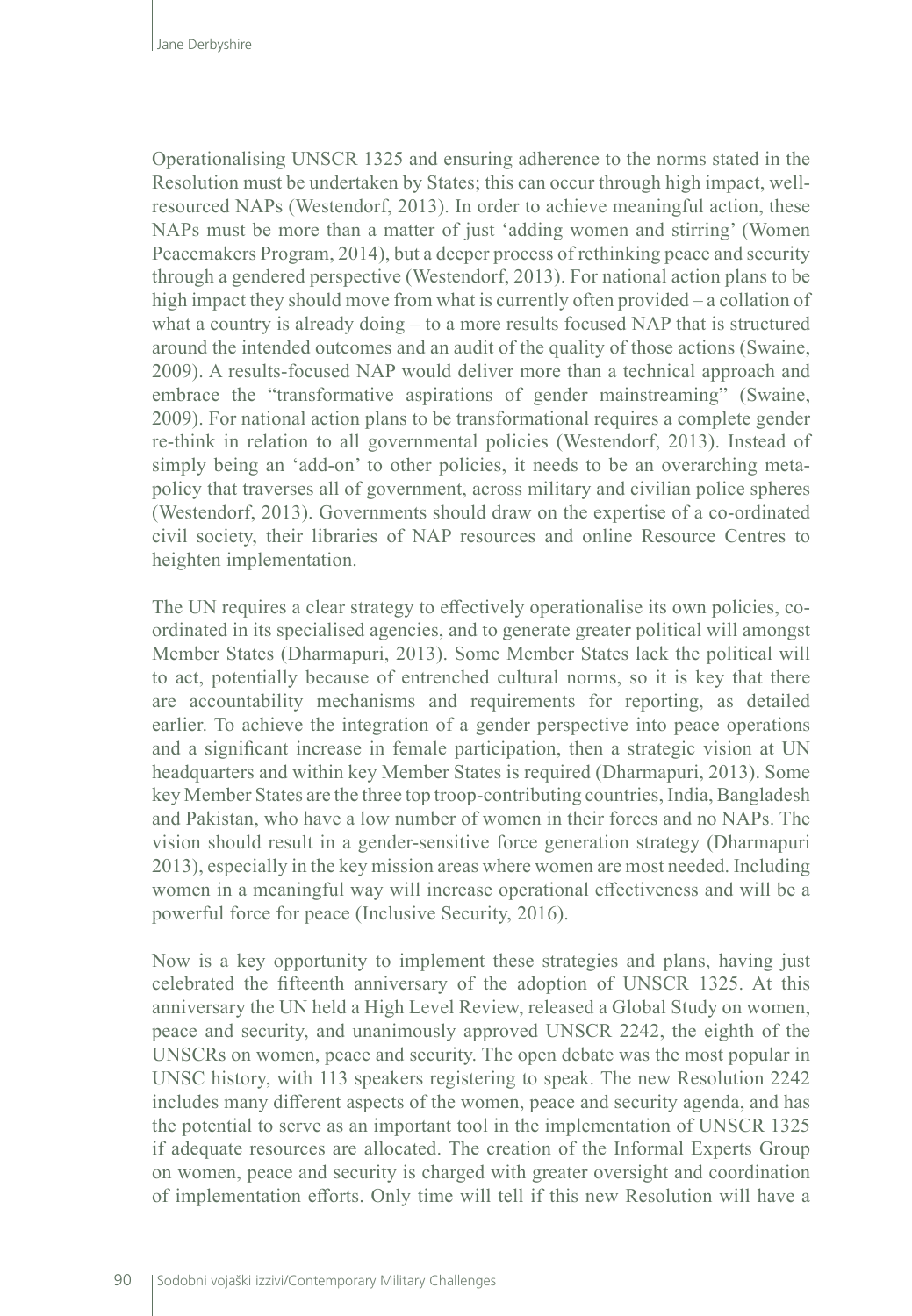Operationalising UNSCR 1325 and ensuring adherence to the norms stated in the Resolution must be undertaken by States; this can occur through high impact, well-resourced NAPs (Westendorf, 2013). In order to achieve meaningful action, these NAPs must be more than a matter of just 'adding women and stirring' (Women Peacemakers Program, 2014), but a deeper process of rethinking peace and security through a gendered perspective (Westendorf, 2013). For national action plans to be high impact they should move from what is currently often provided – a collation of what a country is already doing – to a more results focused NAP that is structured around the intended outcomes and an audit of the quality of those actions (Swaine, 2009). A results-focused NAP would deliver more than a technical approach and embrace the "transformative aspirations of gender mainstreaming" (Swaine, 2009). For national action plans to be transformational requires a complete gender re-think in relation to all governmental policies (Westendorf, 2013). Instead of simply being an 'add-on' to other policies, it needs to be an overarching meta-policy that traverses all of government, across military and civilian police spheres (Westendorf, 2013). Governments should draw on the expertise of a co-ordinated civil society, their libraries of NAP resources and online Resource Centres to heighten implementation.

The UN requires a clear strategy to effectively operationalise its own policies, co-ordinated in its specialised agencies, and to generate greater political will amongst Member States (Dharmapuri, 2013). Some Member States lack the political will to act, potentially because of entrenched cultural norms, so it is key that there are accountability mechanisms and requirements for reporting, as detailed earlier. To achieve the integration of a gender perspective into peace operations and a significant increase in female participation, then a strategic vision at UN headquarters and within key Member States is required (Dharmapuri, 2013). Some key Member States are the three top troop-contributing countries, India, Bangladesh and Pakistan, who have a low number of women in their forces and no NAPs. The vision should result in a gender-sensitive force generation strategy (Dharmapuri 2013), especially in the key mission areas where women are most needed. Including women in a meaningful way will increase operational effectiveness and will be a powerful force for peace (Inclusive Security, 2016).

Now is a key opportunity to implement these strategies and plans, having just celebrated the fifteenth anniversary of the adoption of UNSCR 1325. At this anniversary the UN held a High Level Review, released a Global Study on women, peace and security, and unanimously approved UNSCR 2242, the eighth of the UNSCRs on women, peace and security. The open debate was the most popular in UNSC history, with 113 speakers registering to speak. The new Resolution 2242 includes many different aspects of the women, peace and security agenda, and has the potential to serve as an important tool in the implementation of UNSCR 1325 if adequate resources are allocated. The creation of the Informal Experts Group on women, peace and security is charged with greater oversight and coordination of implementation efforts. Only time will tell if this new Resolution will have a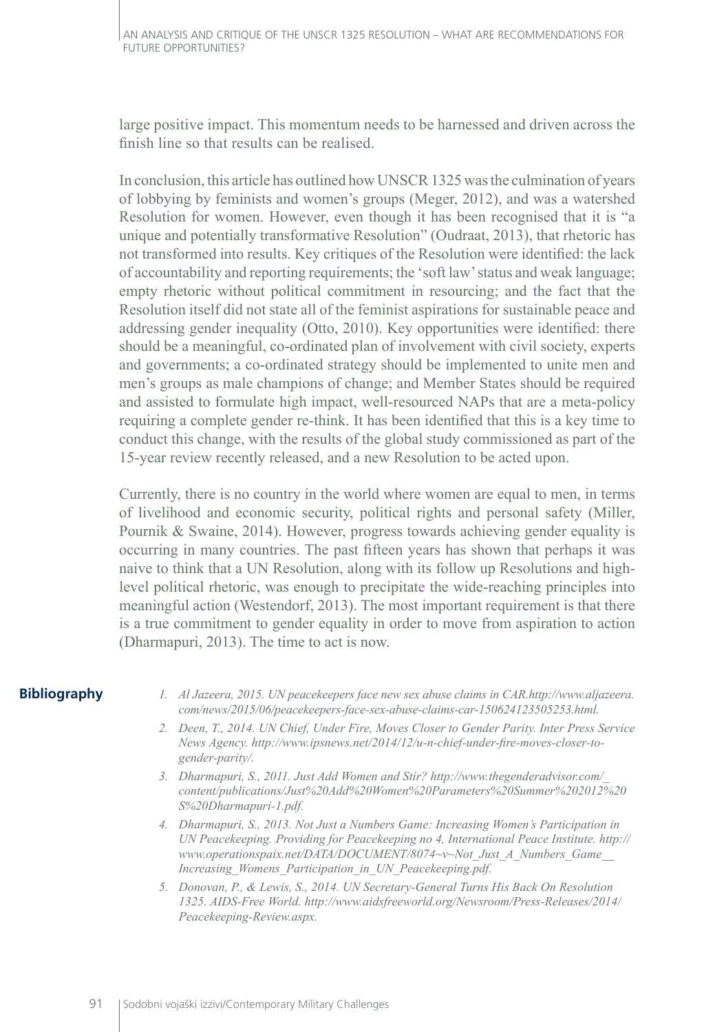large positive impact. This momentum needs to be harnessed and driven across the finish line so that results can be realised.

In conclusion, this article has outlined how UNSCR 1325 was the culmination of years of lobbying by feminists and women's groups (Meger, 2012), and was a watershed Resolution for women. However, even though it has been recognised that it is "a unique and potentially transformative Resolution" (Oudraat, 2013), that rhetoric has not transformed into results. Key critiques of the Resolution were identified: the lack of accountability and reporting requirements; the 'soft law' status and weak language; empty rhetoric without political commitment in resourcing; and the fact that the Resolution itself did not state all of the feminist aspirations for sustainable peace and addressing gender inequality (Otto, 2010). Key opportunities were identified: there should be a meaningful, co-ordinated plan of involvement with civil society, experts and governments; a co-ordinated strategy should be implemented to unite men and men's groups as male champions of change; and Member States should be required and assisted to formulate high impact, well-resourced NAPs that are a meta-policy requiring a complete gender re-think. It has been identified that this is a key time to conduct this change, with the results of the global study commissioned as part of the 15-year review recently released, and a new Resolution to be acted upon.

Currently, there is no country in the world where women are equal to men, in terms of livelihood and economic security, political rights and personal safety (Miller, Pournik & Swaine, 2014). However, progress towards achieving gender equality is occurring in many countries. The past fifteen years has shown that perhaps it was naive to think that a UN Resolution, along with its follow up Resolutions and high-level political rhetoric, was enough to precipitate the wide-reaching principles into meaningful action (Westendorf, 2013). The most important requirement is that there is a true commitment to gender equality in order to move from aspiration to action (Dharmapuri, 2013). The time to act is now.

## Bibliography

1. *Al Jazeera, 2015. UN peacekeepers face new sex abuse claims in CAR.http://www.aljazeera.com/news/2015/06/peacekeepers-face-sex-abuse-claims-car-150624123505253.html.*
2. *Deen, T., 2014. UN Chief, Under Fire, Moves Closer to Gender Parity. Inter Press Service News Agency. http://www.ipsnews.net/2014/12/u-n-chief-under-fire-moves-closer-to-gender-parity/.*
3. *Dharmapuri, S., 2011. Just Add Women and Stir? http://www.thegenderadvisor.com/_content/publications/Just%20Add%20Women%20Parameters%20Summer%202012%20S%20Dharmapuri-1.pdf.*
4. *Dharmapuri, S., 2013. Not Just a Numbers Game: Increasing Women's Participation in UN Peacekeeping. Providing for Peacekeeping no 4, International Peace Institute. http://www.operationspaix.net/DATA/DOCUMENT/8074~v~Not_Just_A_Numbers_Game__Increasing_Womens_Participation_in_UN_Peacekeeping.pdf.*
5. *Donovan, P., & Lewis, S., 2014. UN Secretary-General Turns His Back On Resolution 1325. AIDS-Free World. http://www.aidsfreeworld.org/Newsroom/Press-Releases/2014/Peacekeeping-Review.aspx.*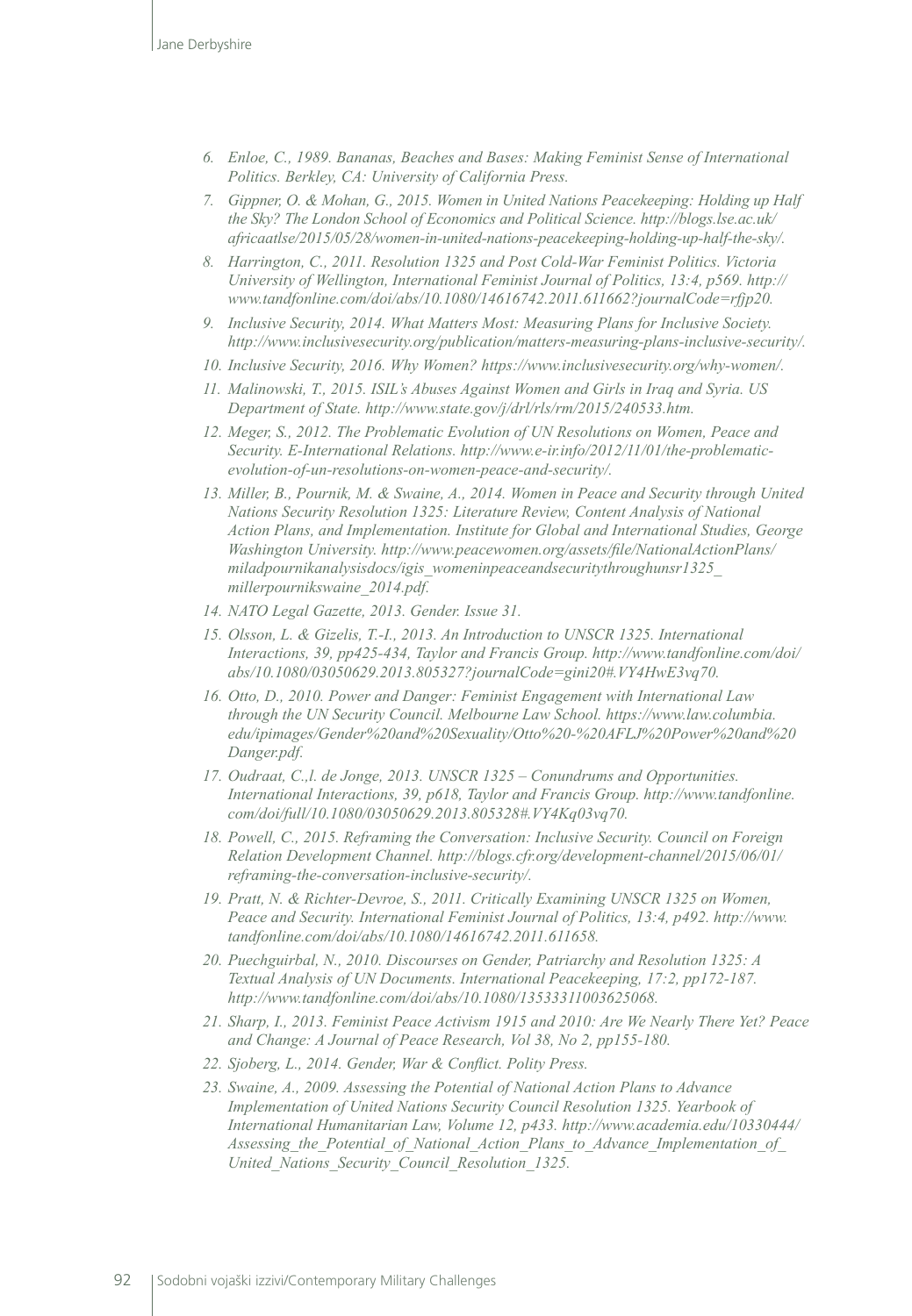6. *Enloe, C., 1989. Bananas, Beaches and Bases: Making Feminist Sense of International Politics. Berkley, CA: University of California Press.*
7. *Gippner, O. & Mohan, G., 2015. Women in United Nations Peacekeeping: Holding up Half the Sky? The London School of Economics and Political Science. http://blogs.lse.ac.uk/africaatlse/2015/05/28/women-in-united-nations-peacekeeping-holding-up-half-the-sky/.*
8. *Harrington, C., 2011. Resolution 1325 and Post Cold-War Feminist Politics. Victoria University of Wellington, International Feminist Journal of Politics, 13:4, p569. http://www.tandfonline.com/doi/abs/10.1080/14616742.2011.611662?journalCode=rfjp20.*
9. *Inclusive Security, 2014. What Matters Most: Measuring Plans for Inclusive Society. http://www.inclusivesecurity.org/publication/matters-measuring-plans-inclusive-security/.*
10. *Inclusive Security, 2016. Why Women? https://www.inclusivesecurity.org/why-women/.*
11. *Malinowski, T., 2015. ISIL's Abuses Against Women and Girls in Iraq and Syria. US Department of State. http://www.state.gov/j/drl/rls/rm/2015/240533.htm.*
12. *Meger, S., 2012. The Problematic Evolution of UN Resolutions on Women, Peace and Security. E-International Relations. http://www.e-ir.info/2012/11/01/the-problematic-evolution-of-un-resolutions-on-women-peace-and-security/.*
13. *Miller, B., Pournik, M. & Swaine, A., 2014. Women in Peace and Security through United Nations Security Resolution 1325: Literature Review, Content Analysis of National Action Plans, and Implementation. Institute for Global and International Studies, George Washington University. http://www.peacewomen.org/assets/file/NationalActionPlans/miladpournikanalysisdocs/igis_womeninpeaceandsecuritythroughunsr1325_millerpournikswaine_2014.pdf.*
14. *NATO Legal Gazette, 2013. Gender. Issue 31.*
15. *Olsson, L. & Gizelis, T.-I., 2013. An Introduction to UNSCR 1325. International Interactions, 39, pp425-434, Taylor and Francis Group. http://www.tandfonline.com/doi/abs/10.1080/03050629.2013.805327?journalCode=gini20#.VY4HwE3vq70.*
16. *Otto, D., 2010. Power and Danger: Feminist Engagement with International Law through the UN Security Council. Melbourne Law School. https://www.law.columbia.edu/ipimages/Gender%20and%20Sexuality/Otto%20-%20AFLJ%20Power%20and%20Danger.pdf.*
17. *Oudraat, C.,l. de Jonge, 2013. UNSCR 1325 – Conundrums and Opportunities. International Interactions, 39, p618, Taylor and Francis Group. http://www.tandfonline.com/doi/full/10.1080/03050629.2013.805328#.VY4Kq03vq70.*
18. *Powell, C., 2015. Reframing the Conversation: Inclusive Security. Council on Foreign Relation Development Channel. http://blogs.cfr.org/development-channel/2015/06/01/reframing-the-conversation-inclusive-security/.*
19. *Pratt, N. & Richter-Devroe, S., 2011. Critically Examining UNSCR 1325 on Women, Peace and Security. International Feminist Journal of Politics, 13:4, p492. http://www.tandfonline.com/doi/abs/10.1080/14616742.2011.611658.*
20. *Puechguirbal, N., 2010. Discourses on Gender, Patriarchy and Resolution 1325: A Textual Analysis of UN Documents. International Peacekeeping, 17:2, pp172-187. http://www.tandfonline.com/doi/abs/10.1080/13533311003625068.*
21. *Sharp, I., 2013. Feminist Peace Activism 1915 and 2010: Are We Nearly There Yet? Peace and Change: A Journal of Peace Research, Vol 38, No 2, pp155-180.*
22. *Sjoberg, L., 2014. Gender, War & Conflict. Polity Press.*
23. *Swaine, A., 2009. Assessing the Potential of National Action Plans to Advance Implementation of United Nations Security Council Resolution 1325. Yearbook of International Humanitarian Law, Volume 12, p433. http://www.academia.edu/10330444/Assessing_the_Potential_of_National_Action_Plans_to_Advance_Implementation_of_United_Nations_Security_Council_Resolution_1325.*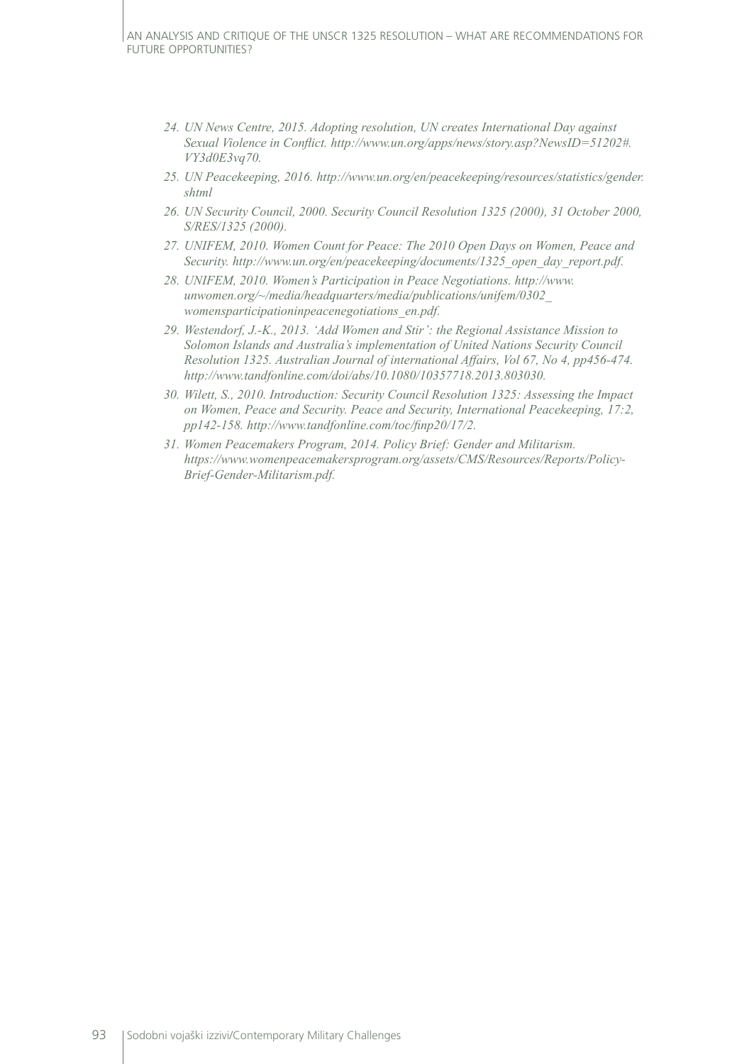24. *UN News Centre, 2015. Adopting resolution, UN creates International Day against Sexual Violence in Conflict. http://www.un.org/apps/news/story.asp?NewsID=51202#.VY3d0E3vq70.*
25. *UN Peacekeeping, 2016. http://www.un.org/en/peacekeeping/resources/statistics/gender.shtml*
26. *UN Security Council, 2000. Security Council Resolution 1325 (2000), 31 October 2000, S/RES/1325 (2000).*
27. *UNIFEM, 2010. Women Count for Peace: The 2010 Open Days on Women, Peace and Security. http://www.un.org/en/peacekeeping/documents/1325_open_day_report.pdf.*
28. *UNIFEM, 2010. Women's Participation in Peace Negotiations. http://www.unwomen.org/~/media/headquarters/media/publications/unifem/0302_womensparticipationinpeacenegotiations_en.pdf.*
29. *Westendorf, J.-K., 2013. 'Add Women and Stir': the Regional Assistance Mission to Solomon Islands and Australia's implementation of United Nations Security Council Resolution 1325. Australian Journal of international Affairs, Vol 67, No 4, pp456-474. http://www.tandfonline.com/doi/abs/10.1080/10357718.2013.803030.*
30. *Wilett, S., 2010. Introduction: Security Council Resolution 1325: Assessing the Impact on Women, Peace and Security. Peace and Security, International Peacekeeping, 17:2, pp142-158. http://www.tandfonline.com/toc/finp20/17/2.*
31. *Women Peacemakers Program, 2014. Policy Brief: Gender and Militarism. https://www.womenpeacemakersprogram.org/assets/CMS/Resources/Reports/Policy-Brief-Gender-Militarism.pdf.*